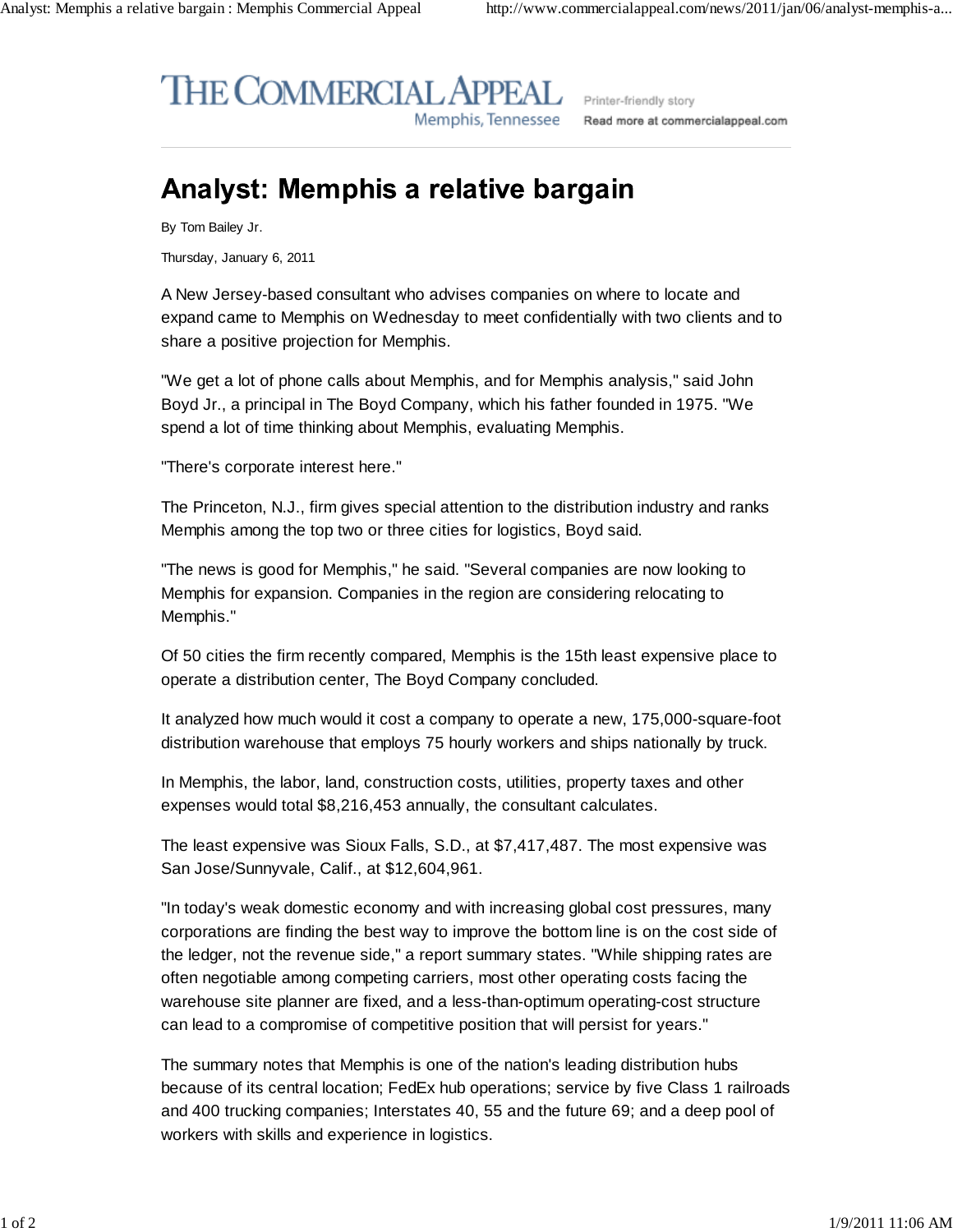THE COMMERCIAL APPEAL
Memphis, Tennessee

Printer-friendly story
Read more at commercialappeal.com

# Analyst: Memphis a relative bargain

By Tom Bailey Jr.

Thursday, January 6, 2011

A New Jersey-based consultant who advises companies on where to locate and expand came to Memphis on Wednesday to meet confidentially with two clients and to share a positive projection for Memphis.

"We get a lot of phone calls about Memphis, and for Memphis analysis," said John Boyd Jr., a principal in The Boyd Company, which his father founded in 1975. "We spend a lot of time thinking about Memphis, evaluating Memphis.

"There's corporate interest here."

The Princeton, N.J., firm gives special attention to the distribution industry and ranks Memphis among the top two or three cities for logistics, Boyd said.

"The news is good for Memphis," he said. "Several companies are now looking to Memphis for expansion. Companies in the region are considering relocating to Memphis."

Of 50 cities the firm recently compared, Memphis is the 15th least expensive place to operate a distribution center, The Boyd Company concluded.

It analyzed how much would it cost a company to operate a new, 175,000-square-foot distribution warehouse that employs 75 hourly workers and ships nationally by truck.

In Memphis, the labor, land, construction costs, utilities, property taxes and other expenses would total $8,216,453 annually, the consultant calculates.

The least expensive was Sioux Falls, S.D., at $7,417,487. The most expensive was San Jose/Sunnyvale, Calif., at $12,604,961.

"In today's weak domestic economy and with increasing global cost pressures, many corporations are finding the best way to improve the bottom line is on the cost side of the ledger, not the revenue side," a report summary states. "While shipping rates are often negotiable among competing carriers, most other operating costs facing the warehouse site planner are fixed, and a less-than-optimum operating-cost structure can lead to a compromise of competitive position that will persist for years."

The summary notes that Memphis is one of the nation's leading distribution hubs because of its central location; FedEx hub operations; service by five Class 1 railroads and 400 trucking companies; Interstates 40, 55 and the future 69; and a deep pool of workers with skills and experience in logistics.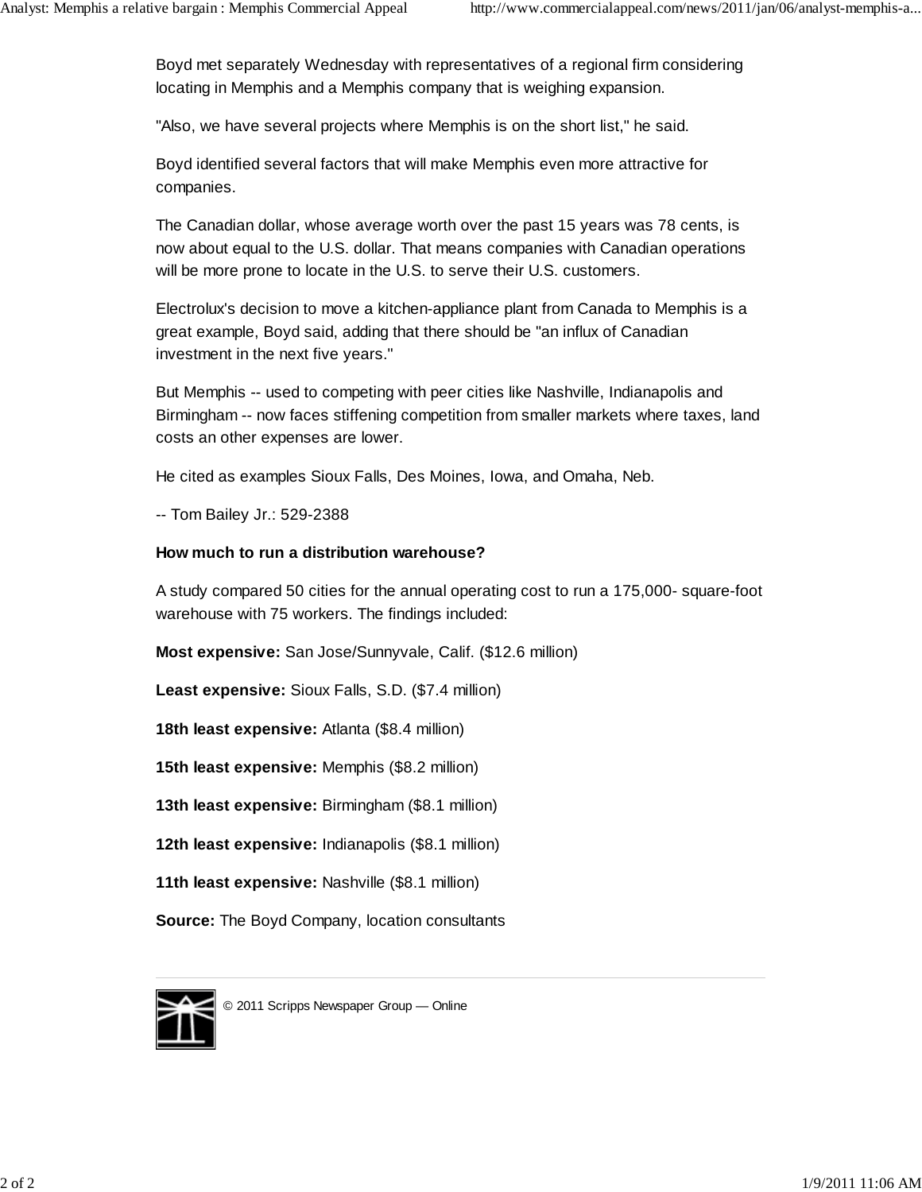Boyd met separately Wednesday with representatives of a regional firm considering locating in Memphis and a Memphis company that is weighing expansion.

"Also, we have several projects where Memphis is on the short list," he said.

Boyd identified several factors that will make Memphis even more attractive for companies.

The Canadian dollar, whose average worth over the past 15 years was 78 cents, is now about equal to the U.S. dollar. That means companies with Canadian operations will be more prone to locate in the U.S. to serve their U.S. customers.

Electrolux's decision to move a kitchen-appliance plant from Canada to Memphis is a great example, Boyd said, adding that there should be "an influx of Canadian investment in the next five years."

But Memphis -- used to competing with peer cities like Nashville, Indianapolis and Birmingham -- now faces stiffening competition from smaller markets where taxes, land costs an other expenses are lower.

He cited as examples Sioux Falls, Des Moines, Iowa, and Omaha, Neb.

-- Tom Bailey Jr.: 529-2388

**How much to run a distribution warehouse?**

A study compared 50 cities for the annual operating cost to run a 175,000- square-foot warehouse with 75 workers. The findings included:

**Most expensive:** San Jose/Sunnyvale, Calif. ($12.6 million)

**Least expensive:** Sioux Falls, S.D. ($7.4 million)

**18th least expensive:** Atlanta ($8.4 million)

**15th least expensive:** Memphis ($8.2 million)

**13th least expensive:** Birmingham ($8.1 million)

**12th least expensive:** Indianapolis ($8.1 million)

**11th least expensive:** Nashville ($8.1 million)

**Source:** The Boyd Company, location consultants

© 2011 Scripps Newspaper Group — Online